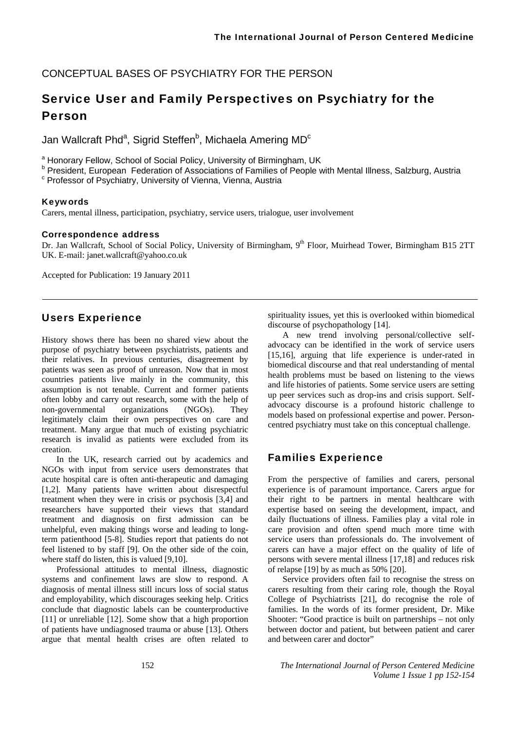CONCEPTUAL BASES OF PSYCHIATRY FOR THE PERSON

# Service User and Family Perspectives on Psychiatry for the Person

Jan Wallcraft Phd[a], Sigrid Steffen[b], Michaela Amering MD[c]

[a] Honorary Fellow, School of Social Policy, University of Birmingham, UK
[b] President, European Federation of Associations of Families of People with Mental Illness, Salzburg, Austria
[c] Professor of Psychiatry, University of Vienna, Vienna, Austria

### Keywords

Carers, mental illness, participation, psychiatry, service users, trialogue, user involvement

### Correspondence address

Dr. Jan Wallcraft, School of Social Policy, University of Birmingham, 9th Floor, Muirhead Tower, Birmingham B15 2TT UK. E-mail: janet.wallcraft@yahoo.co.uk

Accepted for Publication: 19 January 2011

## Users Experience

History shows there has been no shared view about the purpose of psychiatry between psychiatrists, patients and their relatives. In previous centuries, disagreement by patients was seen as proof of unreason. Now that in most countries patients live mainly in the community, this assumption is not tenable. Current and former patients often lobby and carry out research, some with the help of non-governmental organizations (NGOs). They legitimately claim their own perspectives on care and treatment. Many argue that much of existing psychiatric research is invalid as patients were excluded from its creation.

In the UK, research carried out by academics and NGOs with input from service users demonstrates that acute hospital care is often anti-therapeutic and damaging [1,2]. Many patients have written about disrespectful treatment when they were in crisis or psychosis [3,4] and researchers have supported their views that standard treatment and diagnosis on first admission can be unhelpful, even making things worse and leading to long-term patienthood [5-8]. Studies report that patients do not feel listened to by staff [9]. On the other side of the coin, where staff do listen, this is valued [9,10].

Professional attitudes to mental illness, diagnostic systems and confinement laws are slow to respond. A diagnosis of mental illness still incurs loss of social status and employability, which discourages seeking help. Critics conclude that diagnostic labels can be counterproductive [11] or unreliable [12]. Some show that a high proportion of patients have undiagnosed trauma or abuse [13]. Others argue that mental health crises are often related to spirituality issues, yet this is overlooked within biomedical discourse of psychopathology [14].

A new trend involving personal/collective self-advocacy can be identified in the work of service users [15,16], arguing that life experience is under-rated in biomedical discourse and that real understanding of mental health problems must be based on listening to the views and life histories of patients. Some service users are setting up peer services such as drop-ins and crisis support. Self-advocacy discourse is a profound historic challenge to models based on professional expertise and power. Person-centred psychiatry must take on this conceptual challenge.

## Families Experience

From the perspective of families and carers, personal experience is of paramount importance. Carers argue for their right to be partners in mental healthcare with expertise based on seeing the development, impact, and daily fluctuations of illness. Families play a vital role in care provision and often spend much more time with service users than professionals do. The involvement of carers can have a major effect on the quality of life of persons with severe mental illness [17,18] and reduces risk of relapse [19] by as much as 50% [20].

Service providers often fail to recognise the stress on carers resulting from their caring role, though the Royal College of Psychiatrists [21], do recognise the role of families. In the words of its former president, Dr. Mike Shooter: "Good practice is built on partnerships – not only between doctor and patient, but between patient and carer and between carer and doctor"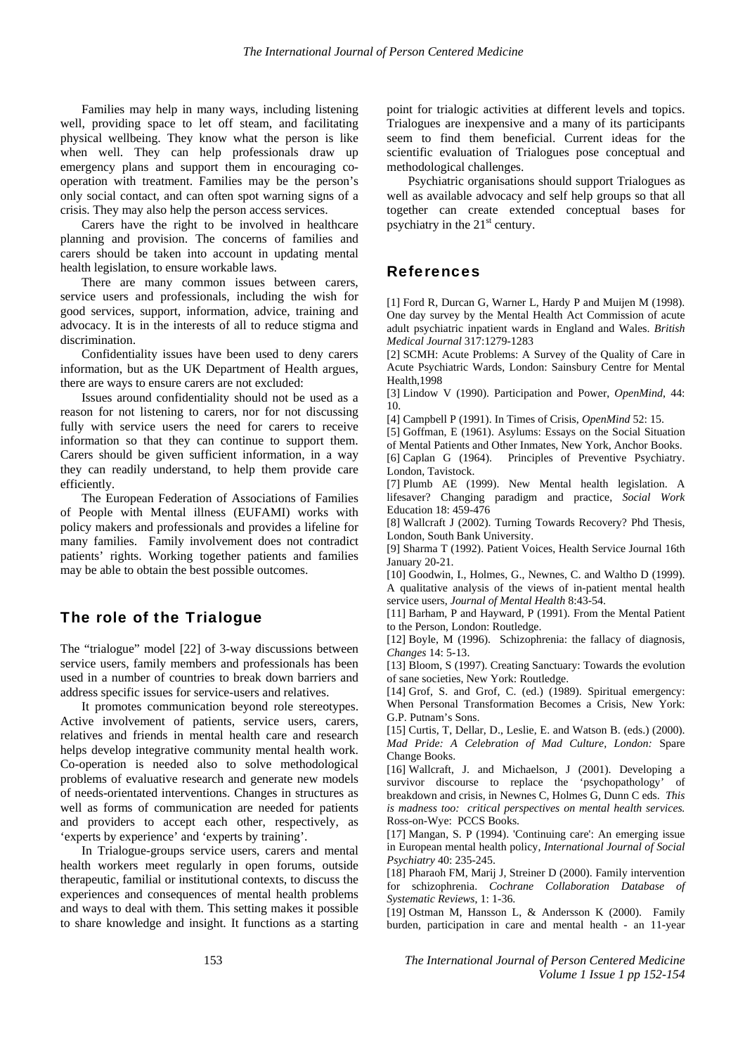Families may help in many ways, including listening well, providing space to let off steam, and facilitating physical wellbeing. They know what the person is like when well. They can help professionals draw up emergency plans and support them in encouraging co-operation with treatment. Families may be the person's only social contact, and can often spot warning signs of a crisis. They may also help the person access services.

Carers have the right to be involved in healthcare planning and provision. The concerns of families and carers should be taken into account in updating mental health legislation, to ensure workable laws.

There are many common issues between carers, service users and professionals, including the wish for good services, support, information, advice, training and advocacy. It is in the interests of all to reduce stigma and discrimination.

Confidentiality issues have been used to deny carers information, but as the UK Department of Health argues, there are ways to ensure carers are not excluded:

Issues around confidentiality should not be used as a reason for not listening to carers, nor for not discussing fully with service users the need for carers to receive information so that they can continue to support them. Carers should be given sufficient information, in a way they can readily understand, to help them provide care efficiently.

The European Federation of Associations of Families of People with Mental illness (EUFAMI) works with policy makers and professionals and provides a lifeline for many families. Family involvement does not contradict patients' rights. Working together patients and families may be able to obtain the best possible outcomes.

## The role of the Trialogue

The "trialogue" model [22] of 3-way discussions between service users, family members and professionals has been used in a number of countries to break down barriers and address specific issues for service-users and relatives.

It promotes communication beyond role stereotypes. Active involvement of patients, service users, carers, relatives and friends in mental health care and research helps develop integrative community mental health work. Co-operation is needed also to solve methodological problems of evaluative research and generate new models of needs-orientated interventions. Changes in structures as well as forms of communication are needed for patients and providers to accept each other, respectively, as 'experts by experience' and 'experts by training'.

In Trialogue-groups service users, carers and mental health workers meet regularly in open forums, outside therapeutic, familial or institutional contexts, to discuss the experiences and consequences of mental health problems and ways to deal with them. This setting makes it possible to share knowledge and insight. It functions as a starting point for trialogic activities at different levels and topics. Trialogues are inexpensive and a many of its participants seem to find them beneficial. Current ideas for the scientific evaluation of Trialogues pose conceptual and methodological challenges.

Psychiatric organisations should support Trialogues as well as available advocacy and self help groups so that all together can create extended conceptual bases for psychiatry in the 21st century.

## References

[1] Ford R, Durcan G, Warner L, Hardy P and Muijen M (1998). One day survey by the Mental Health Act Commission of acute adult psychiatric inpatient wards in England and Wales. *British Medical Journal* 317:1279-1283

[2] SCMH: Acute Problems: A Survey of the Quality of Care in Acute Psychiatric Wards, London: Sainsbury Centre for Mental Health,1998

[3] Lindow V (1990). Participation and Power, *OpenMind*, 44: 10.

[4] Campbell P (1991). In Times of Crisis, *OpenMind* 52: 15.

[5] Goffman, E (1961). Asylums: Essays on the Social Situation of Mental Patients and Other Inmates, New York, Anchor Books.

[6] Caplan G (1964). Principles of Preventive Psychiatry. London, Tavistock.

[7] Plumb AE (1999). New Mental health legislation. A lifesaver? Changing paradigm and practice, *Social Work* Education 18: 459-476

[8] Wallcraft J (2002). Turning Towards Recovery? Phd Thesis, London, South Bank University.

[9] Sharma T (1992). Patient Voices, Health Service Journal 16th January 20-21.

[10] Goodwin, I., Holmes, G., Newnes, C. and Waltho D (1999). A qualitative analysis of the views of in-patient mental health service users, *Journal of Mental Health* 8:43-54.

[11] Barham, P and Hayward, P (1991). From the Mental Patient to the Person, London: Routledge.

[12] Boyle, M (1996). Schizophrenia: the fallacy of diagnosis, *Changes* 14: 5-13.

[13] Bloom, S (1997). Creating Sanctuary: Towards the evolution of sane societies, New York: Routledge.

[14] Grof, S. and Grof, C. (ed.) (1989). Spiritual emergency: When Personal Transformation Becomes a Crisis, New York: G.P. Putnam's Sons.

[15] Curtis, T, Dellar, D., Leslie, E. and Watson B. (eds.) (2000). *Mad Pride: A Celebration of Mad Culture, London:* Spare Change Books.

[16] Wallcraft, J. and Michaelson, J (2001). Developing a survivor discourse to replace the 'psychopathology' of breakdown and crisis, in Newnes C, Holmes G, Dunn C eds. *This is madness too: critical perspectives on mental health services.* Ross-on-Wye: PCCS Books.

[17] Mangan, S. P (1994). 'Continuing care': An emerging issue in European mental health policy, *International Journal of Social Psychiatry* 40: 235-245.

[18] Pharaoh FM, Marij J, Streiner D (2000). Family intervention for schizophrenia. *Cochrane Collaboration Database of Systematic Reviews*, 1: 1-36.

[19] Ostman M, Hansson L, & Andersson K (2000). Family burden, participation in care and mental health - an 11-year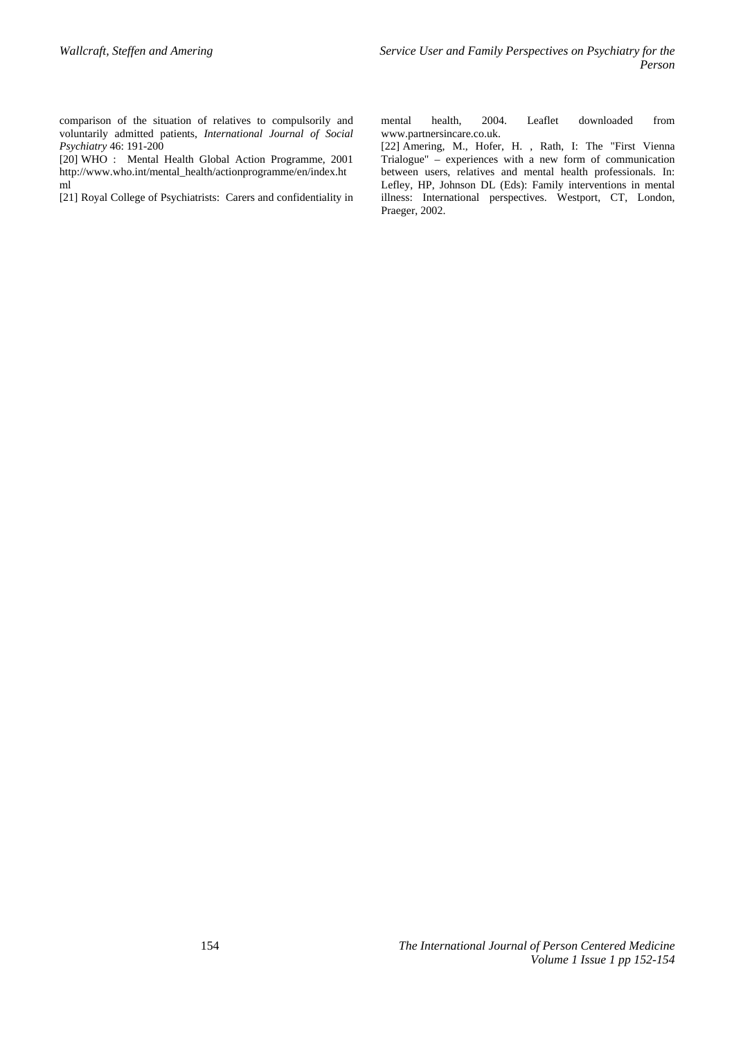comparison of the situation of relatives to compulsorily and voluntarily admitted patients, *International Journal of Social Psychiatry* 46: 191-200

[20] WHO : Mental Health Global Action Programme, 2001 http://www.who.int/mental_health/actionprogramme/en/index.html

[21] Royal College of Psychiatrists: Carers and confidentiality in mental health, 2004. Leaflet downloaded from www.partnersincare.co.uk.

[22] Amering, M., Hofer, H. , Rath, I: The "First Vienna Trialogue" – experiences with a new form of communication between users, relatives and mental health professionals. In: Lefley, HP, Johnson DL (Eds): Family interventions in mental illness: International perspectives. Westport, CT, London, Praeger, 2002.